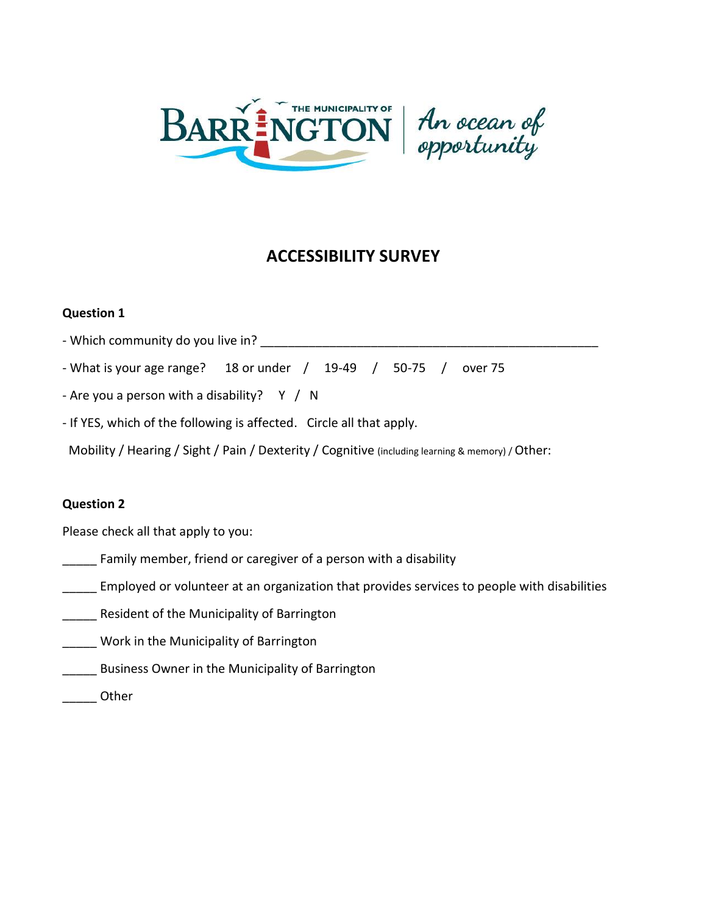THE MUNICIPALITY OF BARRINGTON | An ocean of opportunity

# ACCESSIBILITY SURVEY

**Question 1**

- Which community do you live in? ___________________________________________________

- What is your age range? 18 or under / 19-49 / 50-75 / over 75

- Are you a person with a disability? Y / N

- If YES, which of the following is affected. Circle all that apply.

Mobility / Hearing / Sight / Pain / Dexterity / Cognitive (including learning & memory) / Other:

**Question 2**

Please check all that apply to you:

_____ Family member, friend or caregiver of a person with a disability

_____ Employed or volunteer at an organization that provides services to people with disabilities

_____ Resident of the Municipality of Barrington

_____ Work in the Municipality of Barrington

_____ Business Owner in the Municipality of Barrington

_____ Other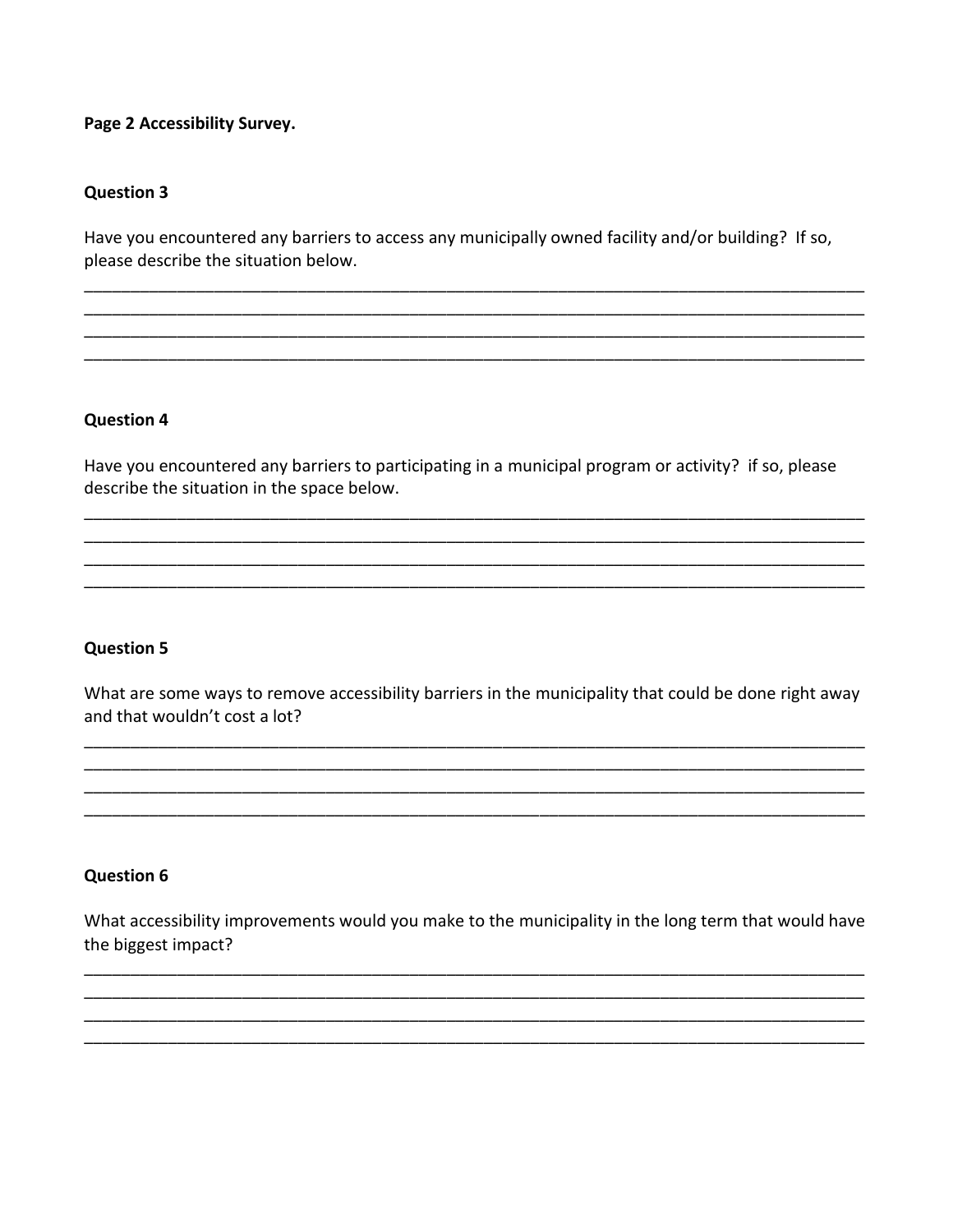**Page 2 Accessibility Survey.**

**Question 3**

Have you encountered any barriers to access any municipally owned facility and/or building? If so, please describe the situation below.

______________________________________________________________________________
______________________________________________________________________________
______________________________________________________________________________
______________________________________________________________________________

**Question 4**

Have you encountered any barriers to participating in a municipal program or activity? if so, please describe the situation in the space below.

______________________________________________________________________________
______________________________________________________________________________
______________________________________________________________________________
______________________________________________________________________________

**Question 5**

What are some ways to remove accessibility barriers in the municipality that could be done right away and that wouldn't cost a lot?

______________________________________________________________________________
______________________________________________________________________________
______________________________________________________________________________
______________________________________________________________________________

**Question 6**

What accessibility improvements would you make to the municipality in the long term that would have the biggest impact?

______________________________________________________________________________
______________________________________________________________________________
______________________________________________________________________________
______________________________________________________________________________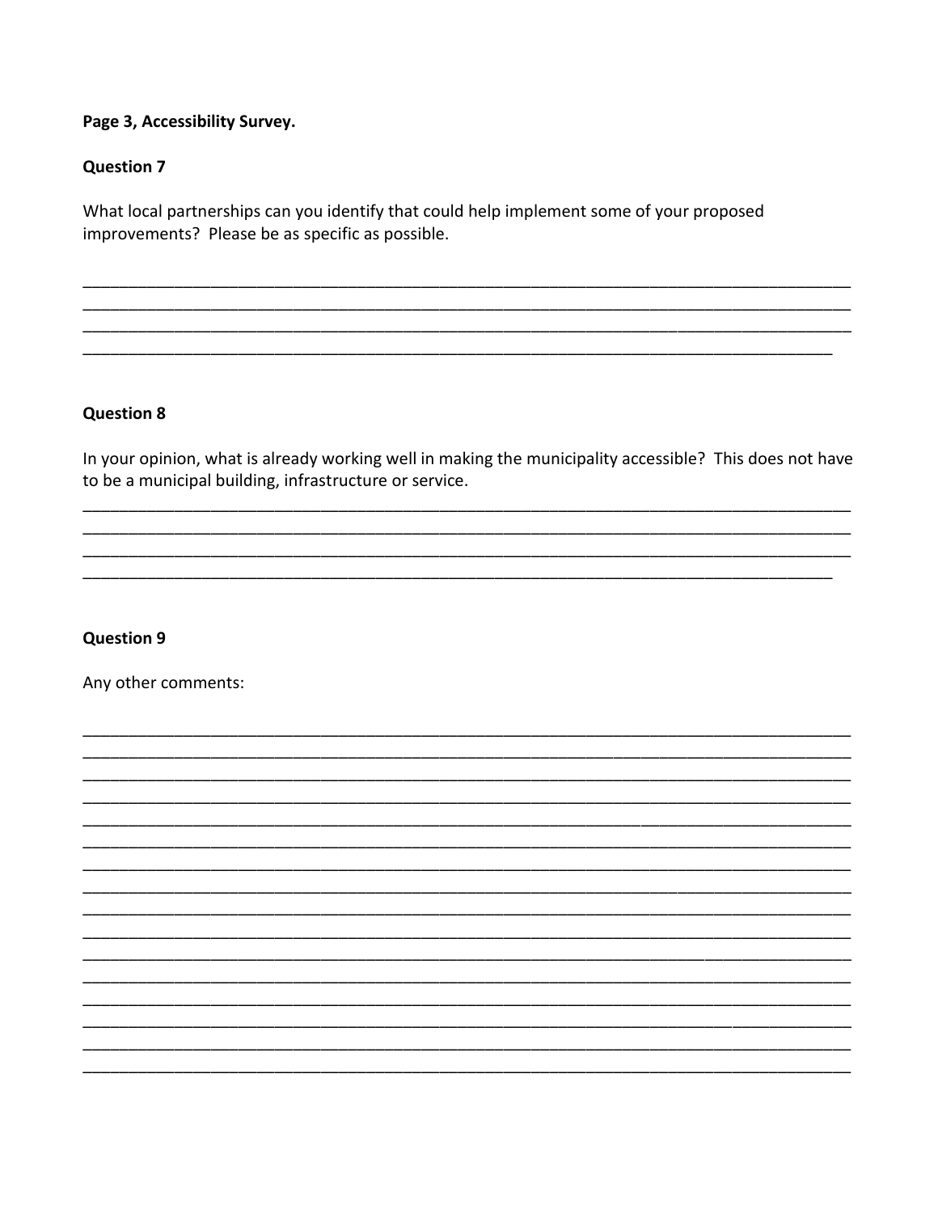**Page 3, Accessibility Survey.**

**Question 7**

What local partnerships can you identify that could help implement some of your proposed improvements? Please be as specific as possible.

________________________________________________________________________________
________________________________________________________________________________
________________________________________________________________________________
______________________________________________________________________________

**Question 8**

In your opinion, what is already working well in making the municipality accessible? This does not have to be a municipal building, infrastructure or service.

________________________________________________________________________________
________________________________________________________________________________
________________________________________________________________________________
______________________________________________________________________________

**Question 9**

Any other comments:

________________________________________________________________________________
________________________________________________________________________________
________________________________________________________________________________
________________________________________________________________________________
________________________________________________________________________________
________________________________________________________________________________
________________________________________________________________________________
________________________________________________________________________________
________________________________________________________________________________
________________________________________________________________________________
________________________________________________________________________________
________________________________________________________________________________
________________________________________________________________________________
________________________________________________________________________________
________________________________________________________________________________
________________________________________________________________________________